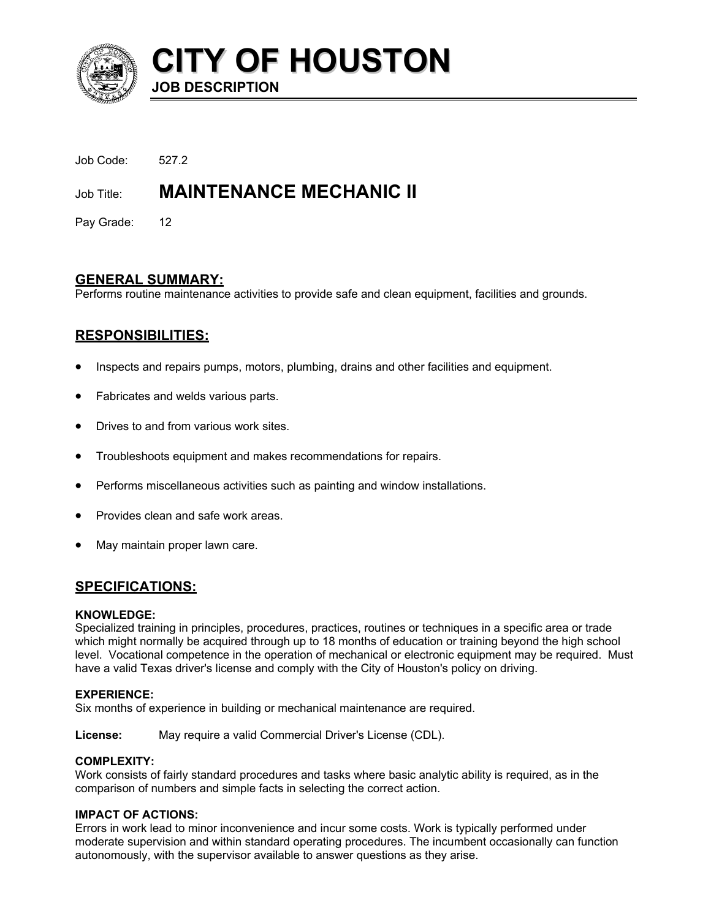# CITY OF HOUSTON

**JOB DESCRIPTION**

Job Code: 527.2

Job Title: **MAINTENANCE MECHANIC II**

Pay Grade: 12

## GENERAL SUMMARY:

Performs routine maintenance activities to provide safe and clean equipment, facilities and grounds.

## RESPONSIBILITIES:

- Inspects and repairs pumps, motors, plumbing, drains and other facilities and equipment.
- Fabricates and welds various parts.
- Drives to and from various work sites.
- Troubleshoots equipment and makes recommendations for repairs.
- Performs miscellaneous activities such as painting and window installations.
- Provides clean and safe work areas.
- May maintain proper lawn care.

## SPECIFICATIONS:

**KNOWLEDGE:**
Specialized training in principles, procedures, practices, routines or techniques in a specific area or trade which might normally be acquired through up to 18 months of education or training beyond the high school level. Vocational competence in the operation of mechanical or electronic equipment may be required. Must have a valid Texas driver's license and comply with the City of Houston's policy on driving.

**EXPERIENCE:**
Six months of experience in building or mechanical maintenance are required.

**License:** May require a valid Commercial Driver's License (CDL).

**COMPLEXITY:**
Work consists of fairly standard procedures and tasks where basic analytic ability is required, as in the comparison of numbers and simple facts in selecting the correct action.

**IMPACT OF ACTIONS:**
Errors in work lead to minor inconvenience and incur some costs. Work is typically performed under moderate supervision and within standard operating procedures. The incumbent occasionally can function autonomously, with the supervisor available to answer questions as they arise.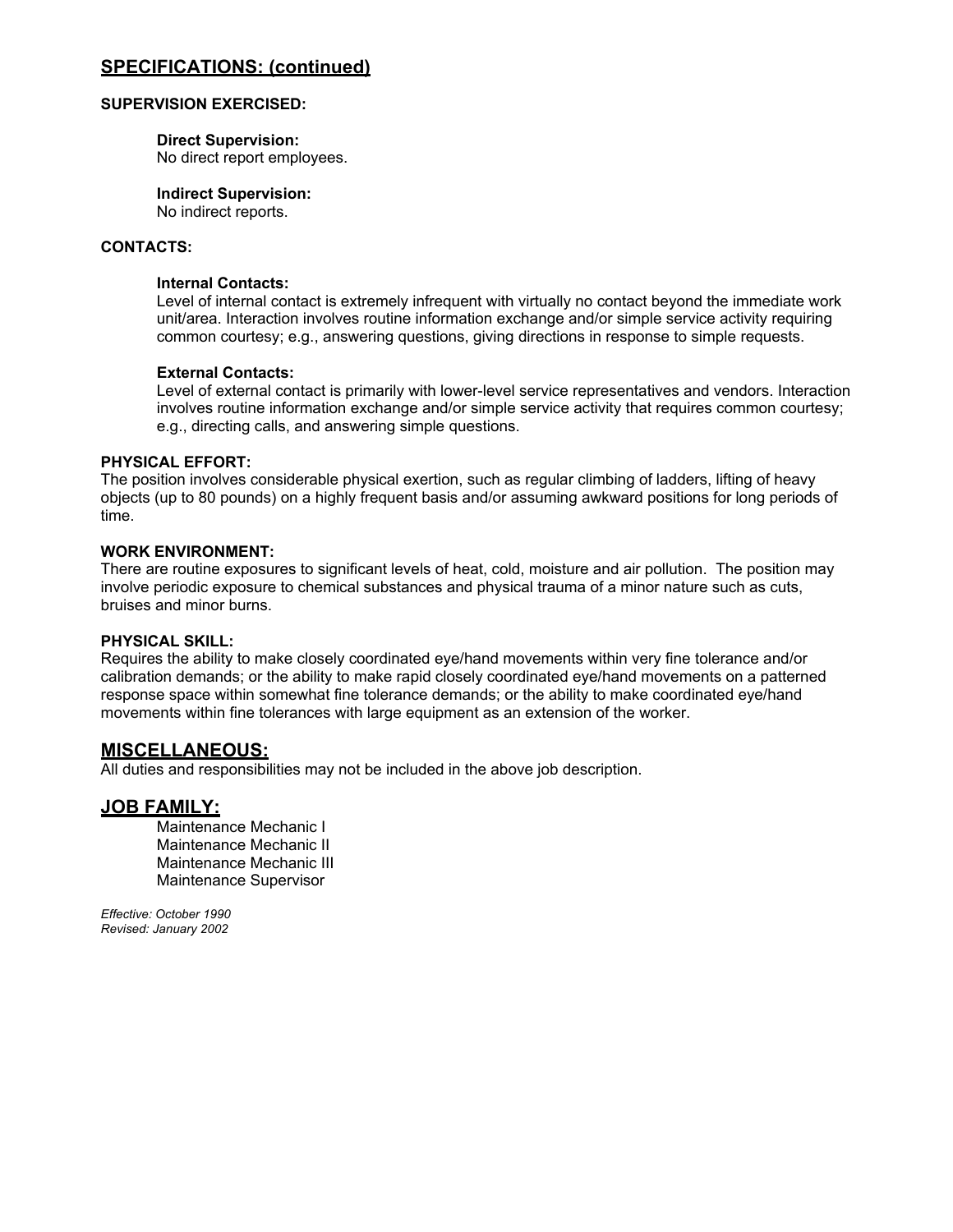## SPECIFICATIONS: (continued)

### SUPERVISION EXERCISED:

**Direct Supervision:**
No direct report employees.

**Indirect Supervision:**
No indirect reports.

### CONTACTS:

**Internal Contacts:**
Level of internal contact is extremely infrequent with virtually no contact beyond the immediate work unit/area. Interaction involves routine information exchange and/or simple service activity requiring common courtesy; e.g., answering questions, giving directions in response to simple requests.

**External Contacts:**
Level of external contact is primarily with lower-level service representatives and vendors. Interaction involves routine information exchange and/or simple service activity that requires common courtesy; e.g., directing calls, and answering simple questions.

### PHYSICAL EFFORT:

The position involves considerable physical exertion, such as regular climbing of ladders, lifting of heavy objects (up to 80 pounds) on a highly frequent basis and/or assuming awkward positions for long periods of time.

### WORK ENVIRONMENT:

There are routine exposures to significant levels of heat, cold, moisture and air pollution. The position may involve periodic exposure to chemical substances and physical trauma of a minor nature such as cuts, bruises and minor burns.

### PHYSICAL SKILL:

Requires the ability to make closely coordinated eye/hand movements within very fine tolerance and/or calibration demands; or the ability to make rapid closely coordinated eye/hand movements on a patterned response space within somewhat fine tolerance demands; or the ability to make coordinated eye/hand movements within fine tolerances with large equipment as an extension of the worker.

## MISCELLANEOUS:

All duties and responsibilities may not be included in the above job description.

## JOB FAMILY:

Maintenance Mechanic I
Maintenance Mechanic II
Maintenance Mechanic III
Maintenance Supervisor

*Effective: October 1990*
*Revised: January 2002*